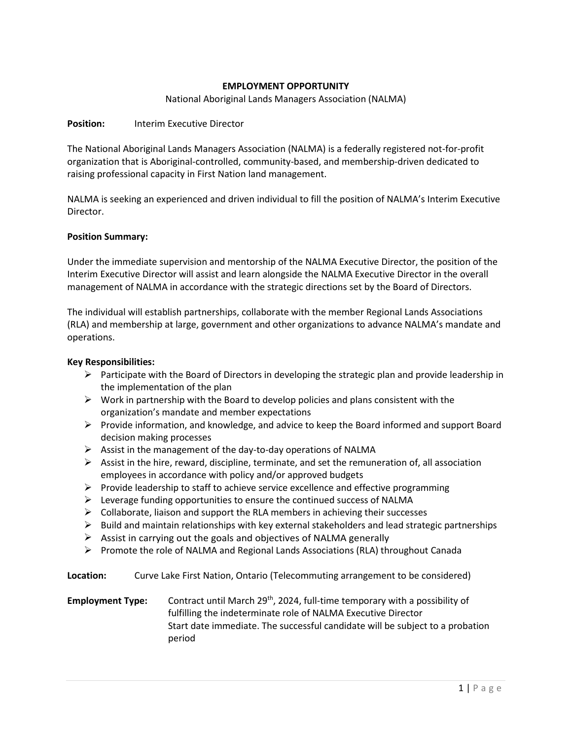**EMPLOYMENT OPPORTUNITY**

National Aboriginal Lands Managers Association (NALMA)

**Position:** Interim Executive Director

The National Aboriginal Lands Managers Association (NALMA) is a federally registered not-for-profit organization that is Aboriginal-controlled, community-based, and membership-driven dedicated to raising professional capacity in First Nation land management.

NALMA is seeking an experienced and driven individual to fill the position of NALMA's Interim Executive Director.

**Position Summary:**

Under the immediate supervision and mentorship of the NALMA Executive Director, the position of the Interim Executive Director will assist and learn alongside the NALMA Executive Director in the overall management of NALMA in accordance with the strategic directions set by the Board of Directors.

The individual will establish partnerships, collaborate with the member Regional Lands Associations (RLA) and membership at large, government and other organizations to advance NALMA's mandate and operations.

**Key Responsibilities:**

- Participate with the Board of Directors in developing the strategic plan and provide leadership in the implementation of the plan
- Work in partnership with the Board to develop policies and plans consistent with the organization's mandate and member expectations
- Provide information, and knowledge, and advice to keep the Board informed and support Board decision making processes
- Assist in the management of the day-to-day operations of NALMA
- Assist in the hire, reward, discipline, terminate, and set the remuneration of, all association employees in accordance with policy and/or approved budgets
- Provide leadership to staff to achieve service excellence and effective programming
- Leverage funding opportunities to ensure the continued success of NALMA
- Collaborate, liaison and support the RLA members in achieving their successes
- Build and maintain relationships with key external stakeholders and lead strategic partnerships
- Assist in carrying out the goals and objectives of NALMA generally
- Promote the role of NALMA and Regional Lands Associations (RLA) throughout Canada

**Location:** Curve Lake First Nation, Ontario (Telecommuting arrangement to be considered)

**Employment Type:** Contract until March 29th, 2024, full-time temporary with a possibility of fulfilling the indeterminate role of NALMA Executive Director
Start date immediate. The successful candidate will be subject to a probation period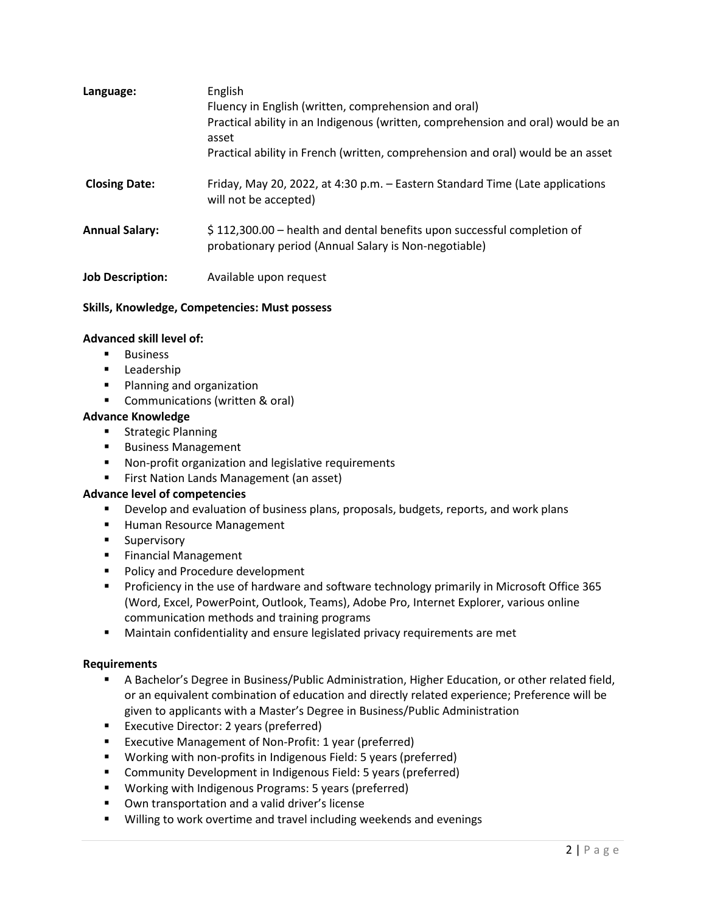**Language:** English
Fluency in English (written, comprehension and oral)
Practical ability in an Indigenous (written, comprehension and oral) would be an asset
Practical ability in French (written, comprehension and oral) would be an asset

**Closing Date:** Friday, May 20, 2022, at 4:30 p.m. – Eastern Standard Time (Late applications will not be accepted)

**Annual Salary:** $ 112,300.00 – health and dental benefits upon successful completion of probationary period (Annual Salary is Non-negotiable)

**Job Description:** Available upon request

**Skills, Knowledge, Competencies: Must possess**

**Advanced skill level of:**

- Business
- Leadership
- Planning and organization
- Communications (written & oral)

**Advance Knowledge**

- Strategic Planning
- Business Management
- Non-profit organization and legislative requirements
- First Nation Lands Management (an asset)

**Advance level of competencies**

- Develop and evaluation of business plans, proposals, budgets, reports, and work plans
- Human Resource Management
- Supervisory
- Financial Management
- Policy and Procedure development
- Proficiency in the use of hardware and software technology primarily in Microsoft Office 365 (Word, Excel, PowerPoint, Outlook, Teams), Adobe Pro, Internet Explorer, various online communication methods and training programs
- Maintain confidentiality and ensure legislated privacy requirements are met

**Requirements**

- A Bachelor's Degree in Business/Public Administration, Higher Education, or other related field, or an equivalent combination of education and directly related experience; Preference will be given to applicants with a Master's Degree in Business/Public Administration
- Executive Director: 2 years (preferred)
- Executive Management of Non-Profit: 1 year (preferred)
- Working with non-profits in Indigenous Field: 5 years (preferred)
- Community Development in Indigenous Field: 5 years (preferred)
- Working with Indigenous Programs: 5 years (preferred)
- Own transportation and a valid driver's license
- Willing to work overtime and travel including weekends and evenings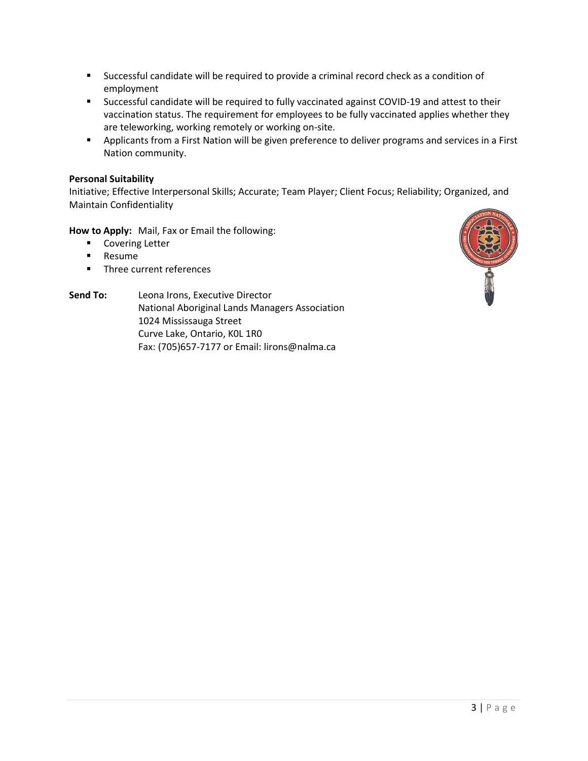- Successful candidate will be required to provide a criminal record check as a condition of employment
- Successful candidate will be required to fully vaccinated against COVID-19 and attest to their vaccination status. The requirement for employees to be fully vaccinated applies whether they are teleworking, working remotely or working on-site.
- Applicants from a First Nation will be given preference to deliver programs and services in a First Nation community.

**Personal Suitability**

Initiative; Effective Interpersonal Skills; Accurate; Team Player; Client Focus; Reliability; Organized, and Maintain Confidentiality

**How to Apply:** Mail, Fax or Email the following:

- Covering Letter
- Resume
- Three current references

**Send To:** Leona Irons, Executive Director
National Aboriginal Lands Managers Association
1024 Mississauga Street
Curve Lake, Ontario, K0L 1R0
Fax: (705)657-7177 or Email: lirons@nalma.ca